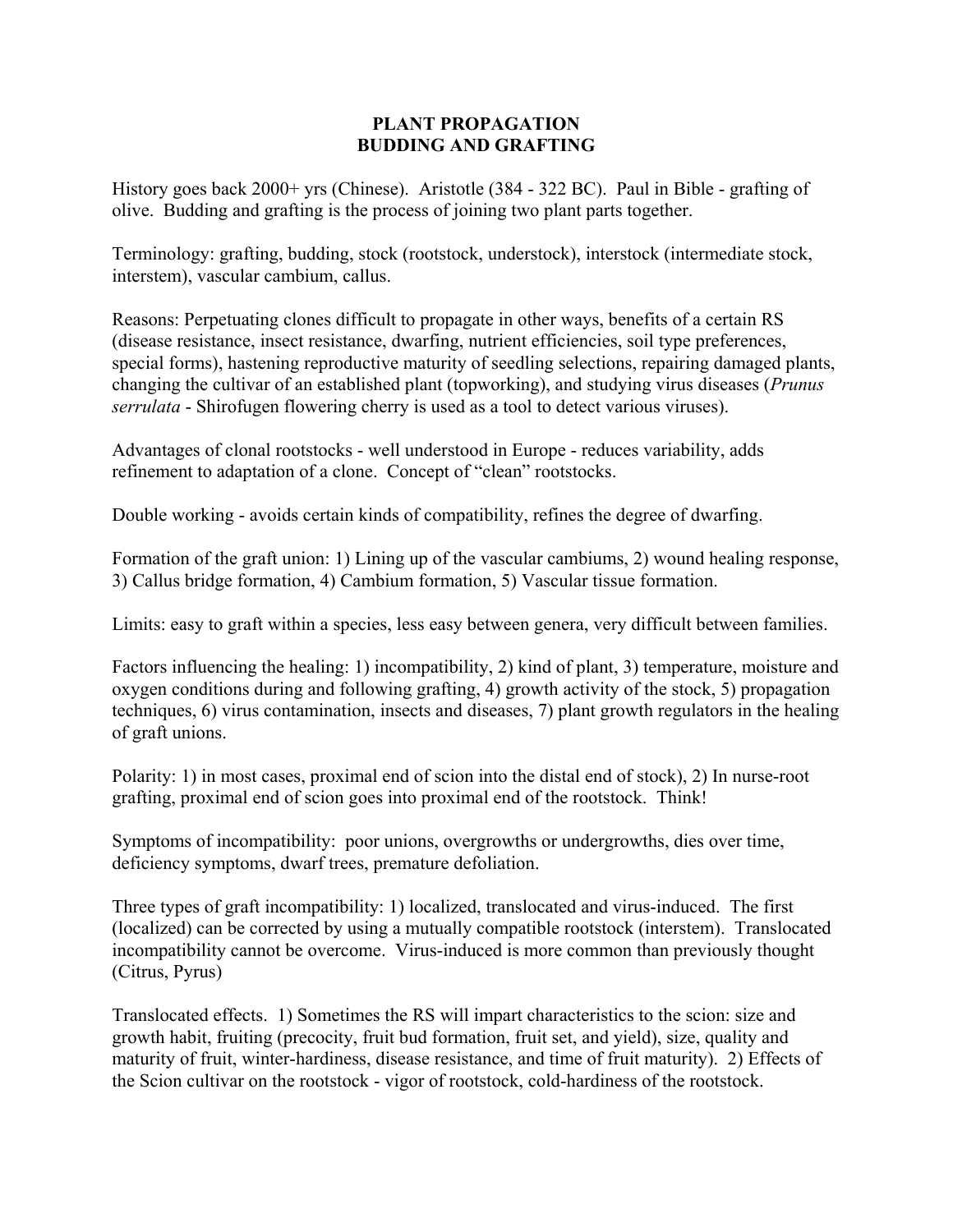# PLANT PROPAGATION
## BUDDING AND GRAFTING

History goes back 2000+ yrs (Chinese). Aristotle (384 - 322 BC). Paul in Bible - grafting of olive. Budding and grafting is the process of joining two plant parts together.

Terminology: grafting, budding, stock (rootstock, understock), interstock (intermediate stock, interstem), vascular cambium, callus.

Reasons: Perpetuating clones difficult to propagate in other ways, benefits of a certain RS (disease resistance, insect resistance, dwarfing, nutrient efficiencies, soil type preferences, special forms), hastening reproductive maturity of seedling selections, repairing damaged plants, changing the cultivar of an established plant (topworking), and studying virus diseases (*Prunus serrulata* - Shirofugen flowering cherry is used as a tool to detect various viruses).

Advantages of clonal rootstocks - well understood in Europe - reduces variability, adds refinement to adaptation of a clone. Concept of "clean" rootstocks.

Double working - avoids certain kinds of compatibility, refines the degree of dwarfing.

Formation of the graft union: 1) Lining up of the vascular cambiums, 2) wound healing response, 3) Callus bridge formation, 4) Cambium formation, 5) Vascular tissue formation.

Limits: easy to graft within a species, less easy between genera, very difficult between families.

Factors influencing the healing: 1) incompatibility, 2) kind of plant, 3) temperature, moisture and oxygen conditions during and following grafting, 4) growth activity of the stock, 5) propagation techniques, 6) virus contamination, insects and diseases, 7) plant growth regulators in the healing of graft unions.

Polarity: 1) in most cases, proximal end of scion into the distal end of stock), 2) In nurse-root grafting, proximal end of scion goes into proximal end of the rootstock. Think!

Symptoms of incompatibility: poor unions, overgrowths or undergrowths, dies over time, deficiency symptoms, dwarf trees, premature defoliation.

Three types of graft incompatibility: 1) localized, translocated and virus-induced. The first (localized) can be corrected by using a mutually compatible rootstock (interstem). Translocated incompatibility cannot be overcome. Virus-induced is more common than previously thought (Citrus, Pyrus)

Translocated effects. 1) Sometimes the RS will impart characteristics to the scion: size and growth habit, fruiting (precocity, fruit bud formation, fruit set, and yield), size, quality and maturity of fruit, winter-hardiness, disease resistance, and time of fruit maturity). 2) Effects of the Scion cultivar on the rootstock - vigor of rootstock, cold-hardiness of the rootstock.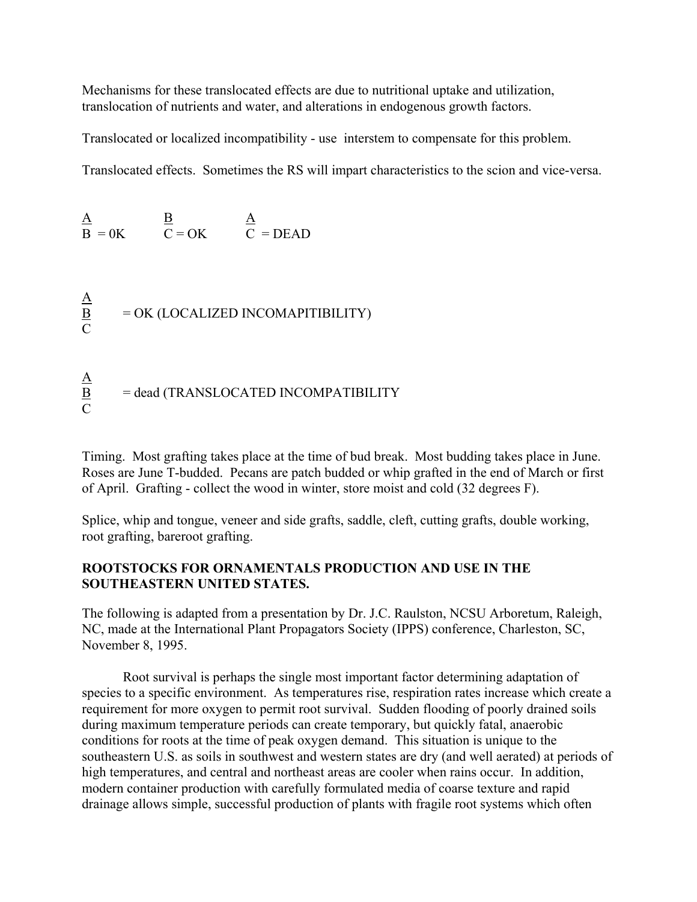Mechanisms for these translocated effects are due to nutritional uptake and utilization, translocation of nutrients and water, and alterations in endogenous growth factors.

Translocated or localized incompatibility - use interstem to compensate for this problem.

Translocated effects. Sometimes the RS will impart characteristics to the scion and vice-versa.

$\begin{array}{c}\underline{A}\\ B\end{array}$ = 0K $\qquad$ $\begin{array}{c}\underline{B}\\ C\end{array}$ = OK $\qquad$ $\begin{array}{c}\underline{A}\\ C\end{array}$ = DEAD

$\begin{array}{c}\underline{A}\\ \underline{B}\\ C\end{array}$ = OK (LOCALIZED INCOMAPITIBILITY)

$\begin{array}{c}\underline{A}\\ \underline{B}\\ C\end{array}$ = dead (TRANSLOCATED INCOMPATIBILITY

Timing. Most grafting takes place at the time of bud break. Most budding takes place in June. Roses are June T-budded. Pecans are patch budded or whip grafted in the end of March or first of April. Grafting - collect the wood in winter, store moist and cold (32 degrees F).

Splice, whip and tongue, veneer and side grafts, saddle, cleft, cutting grafts, double working, root grafting, bareroot grafting.

**ROOTSTOCKS FOR ORNAMENTALS PRODUCTION AND USE IN THE SOUTHEASTERN UNITED STATES.**

The following is adapted from a presentation by Dr. J.C. Raulston, NCSU Arboretum, Raleigh, NC, made at the International Plant Propagators Society (IPPS) conference, Charleston, SC, November 8, 1995.

Root survival is perhaps the single most important factor determining adaptation of species to a specific environment. As temperatures rise, respiration rates increase which create a requirement for more oxygen to permit root survival. Sudden flooding of poorly drained soils during maximum temperature periods can create temporary, but quickly fatal, anaerobic conditions for roots at the time of peak oxygen demand. This situation is unique to the southeastern U.S. as soils in southwest and western states are dry (and well aerated) at periods of high temperatures, and central and northeast areas are cooler when rains occur. In addition, modern container production with carefully formulated media of coarse texture and rapid drainage allows simple, successful production of plants with fragile root systems which often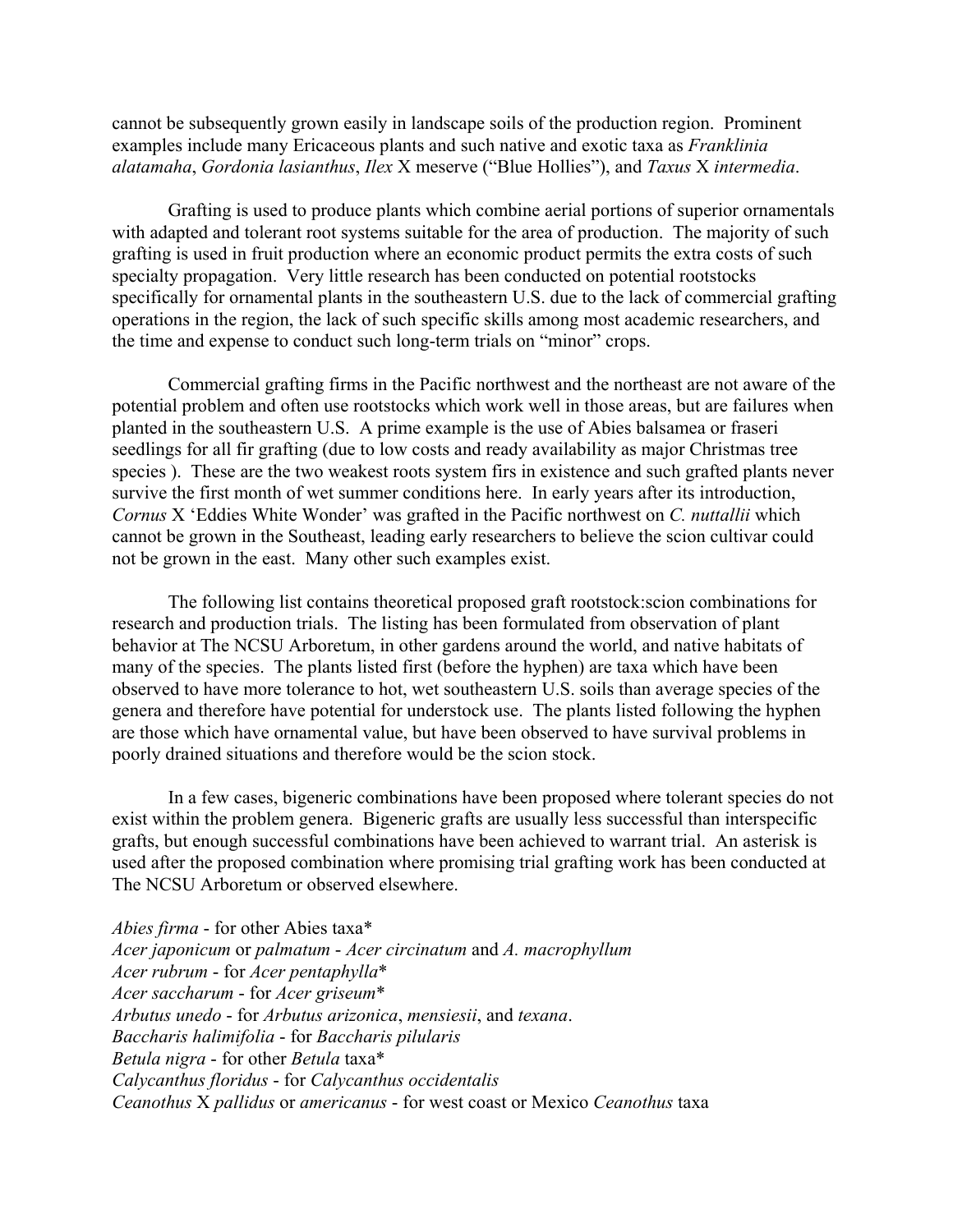cannot be subsequently grown easily in landscape soils of the production region. Prominent examples include many Ericaceous plants and such native and exotic taxa as *Franklinia alatamaha*, *Gordonia lasianthus*, *Ilex* X meserve ("Blue Hollies"), and *Taxus* X *intermedia*.

Grafting is used to produce plants which combine aerial portions of superior ornamentals with adapted and tolerant root systems suitable for the area of production. The majority of such grafting is used in fruit production where an economic product permits the extra costs of such specialty propagation. Very little research has been conducted on potential rootstocks specifically for ornamental plants in the southeastern U.S. due to the lack of commercial grafting operations in the region, the lack of such specific skills among most academic researchers, and the time and expense to conduct such long-term trials on "minor" crops.

Commercial grafting firms in the Pacific northwest and the northeast are not aware of the potential problem and often use rootstocks which work well in those areas, but are failures when planted in the southeastern U.S. A prime example is the use of Abies balsamea or fraseri seedlings for all fir grafting (due to low costs and ready availability as major Christmas tree species ). These are the two weakest roots system firs in existence and such grafted plants never survive the first month of wet summer conditions here. In early years after its introduction, *Cornus* X 'Eddies White Wonder' was grafted in the Pacific northwest on *C. nuttallii* which cannot be grown in the Southeast, leading early researchers to believe the scion cultivar could not be grown in the east. Many other such examples exist.

The following list contains theoretical proposed graft rootstock:scion combinations for research and production trials. The listing has been formulated from observation of plant behavior at The NCSU Arboretum, in other gardens around the world, and native habitats of many of the species. The plants listed first (before the hyphen) are taxa which have been observed to have more tolerance to hot, wet southeastern U.S. soils than average species of the genera and therefore have potential for understock use. The plants listed following the hyphen are those which have ornamental value, but have been observed to have survival problems in poorly drained situations and therefore would be the scion stock.

In a few cases, bigeneric combinations have been proposed where tolerant species do not exist within the problem genera. Bigeneric grafts are usually less successful than interspecific grafts, but enough successful combinations have been achieved to warrant trial. An asterisk is used after the proposed combination where promising trial grafting work has been conducted at The NCSU Arboretum or observed elsewhere.

*Abies firma* - for other Abies taxa*
*Acer japonicum* or *palmatum* - *Acer circinatum* and *A. macrophyllum*
*Acer rubrum* - for *Acer pentaphylla**
*Acer saccharum* - for *Acer griseum**
*Arbutus unedo* - for *Arbutus arizonica*, *mensiesii*, and *texana*.
*Baccharis halimifolia* - for *Baccharis pilularis*
*Betula nigra* - for other *Betula* taxa*
*Calycanthus floridus* - for *Calycanthus occidentalis*
*Ceanothus* X *pallidus* or *americanus* - for west coast or Mexico *Ceanothus* taxa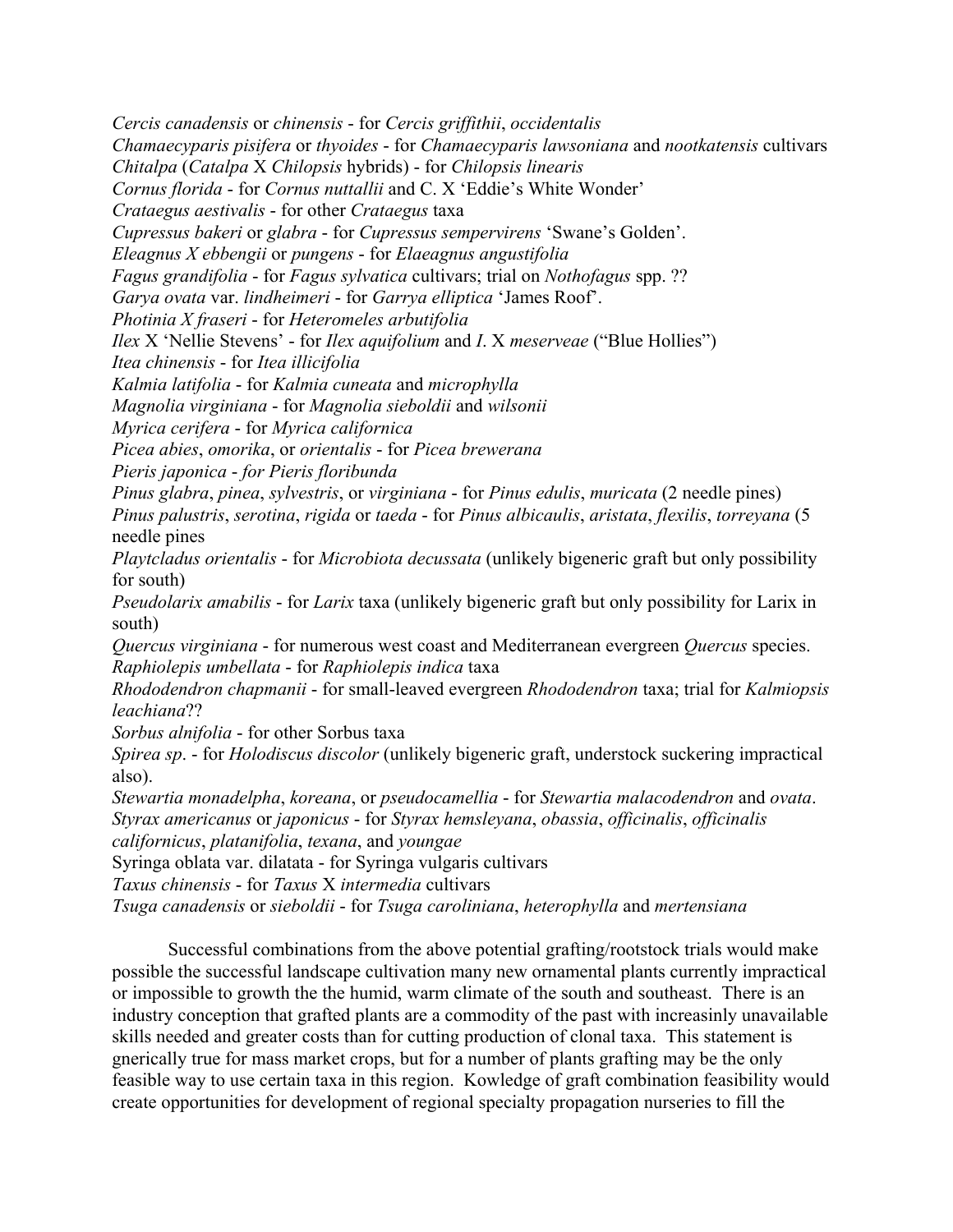*Cercis canadensis* or *chinensis* - for *Cercis griffithii*, *occidentalis*
*Chamaecyparis pisifera* or *thyoides* - for *Chamaecyparis lawsoniana* and *nootkatensis* cultivars
*Chitalpa* (*Catalpa* X *Chilopsis* hybrids) - for *Chilopsis linearis*
*Cornus florida* - for *Cornus nuttallii* and C. X 'Eddie's White Wonder'
*Crataegus aestivalis* - for other *Crataegus* taxa
*Cupressus bakeri* or *glabra* - for *Cupressus sempervirens* 'Swane's Golden'.
*Eleagnus X ebbengii* or *pungens* - for *Elaeagnus angustifolia*
*Fagus grandifolia* - for *Fagus sylvatica* cultivars; trial on *Nothofagus* spp. ??
*Garya ovata* var. *lindheimeri* - for *Garrya elliptica* 'James Roof'.
*Photinia X fraseri* - for *Heteromeles arbutifolia*
*Ilex* X 'Nellie Stevens' - for *Ilex aquifolium* and *I*. X *meserveae* ("Blue Hollies")
*Itea chinensis* - for *Itea illicifolia*
*Kalmia latifolia* - for *Kalmia cuneata* and *microphylla*
*Magnolia virginiana* - for *Magnolia sieboldii* and *wilsonii*
*Myrica cerifera* - for *Myrica californica*
*Picea abies*, *omorika*, or *orientalis* - for *Picea brewerana*
*Pieris japonica - for Pieris floribunda*
*Pinus glabra*, *pinea*, *sylvestris*, or *virginiana* - for *Pinus edulis*, *muricata* (2 needle pines)
*Pinus palustris*, *serotina*, *rigida* or *taeda* - for *Pinus albicaulis*, *aristata*, *flexilis*, *torreyana* (5 needle pines
*Playtcladus orientalis* - for *Microbiota decussata* (unlikely bigeneric graft but only possibility for south)
*Pseudolarix amabilis* - for *Larix* taxa (unlikely bigeneric graft but only possibility for Larix in south)
*Quercus virginiana* - for numerous west coast and Mediterranean evergreen *Quercus* species.
*Raphiolepis umbellata* - for *Raphiolepis indica* taxa
*Rhododendron chapmanii* - for small-leaved evergreen *Rhododendron* taxa; trial for *Kalmiopsis leachiana*??
*Sorbus alnifolia* - for other Sorbus taxa
*Spirea sp*. - for *Holodiscus discolor* (unlikely bigeneric graft, understock suckering impractical also).
*Stewartia monadelpha*, *koreana*, or *pseudocamellia* - for *Stewartia malacodendron* and *ovata*.
*Styrax americanus* or *japonicus* - for *Styrax hemsleyana*, *obassia*, *officinalis*, *officinalis californicus*, *platanifolia*, *texana*, and *youngae*
Syringa oblata var. dilatata - for Syringa vulgaris cultivars
*Taxus chinensis* - for *Taxus* X *intermedia* cultivars
*Tsuga canadensis* or *sieboldii* - for *Tsuga caroliniana*, *heterophylla* and *mertensiana*

Successful combinations from the above potential grafting/rootstock trials would make possible the successful landscape cultivation many new ornamental plants currently impractical or impossible to growth the the humid, warm climate of the south and southeast. There is an industry conception that grafted plants are a commodity of the past with increasinly unavailable skills needed and greater costs than for cutting production of clonal taxa. This statement is gnerically true for mass market crops, but for a number of plants grafting may be the only feasible way to use certain taxa in this region. Kowledge of graft combination feasibility would create opportunities for development of regional specialty propagation nurseries to fill the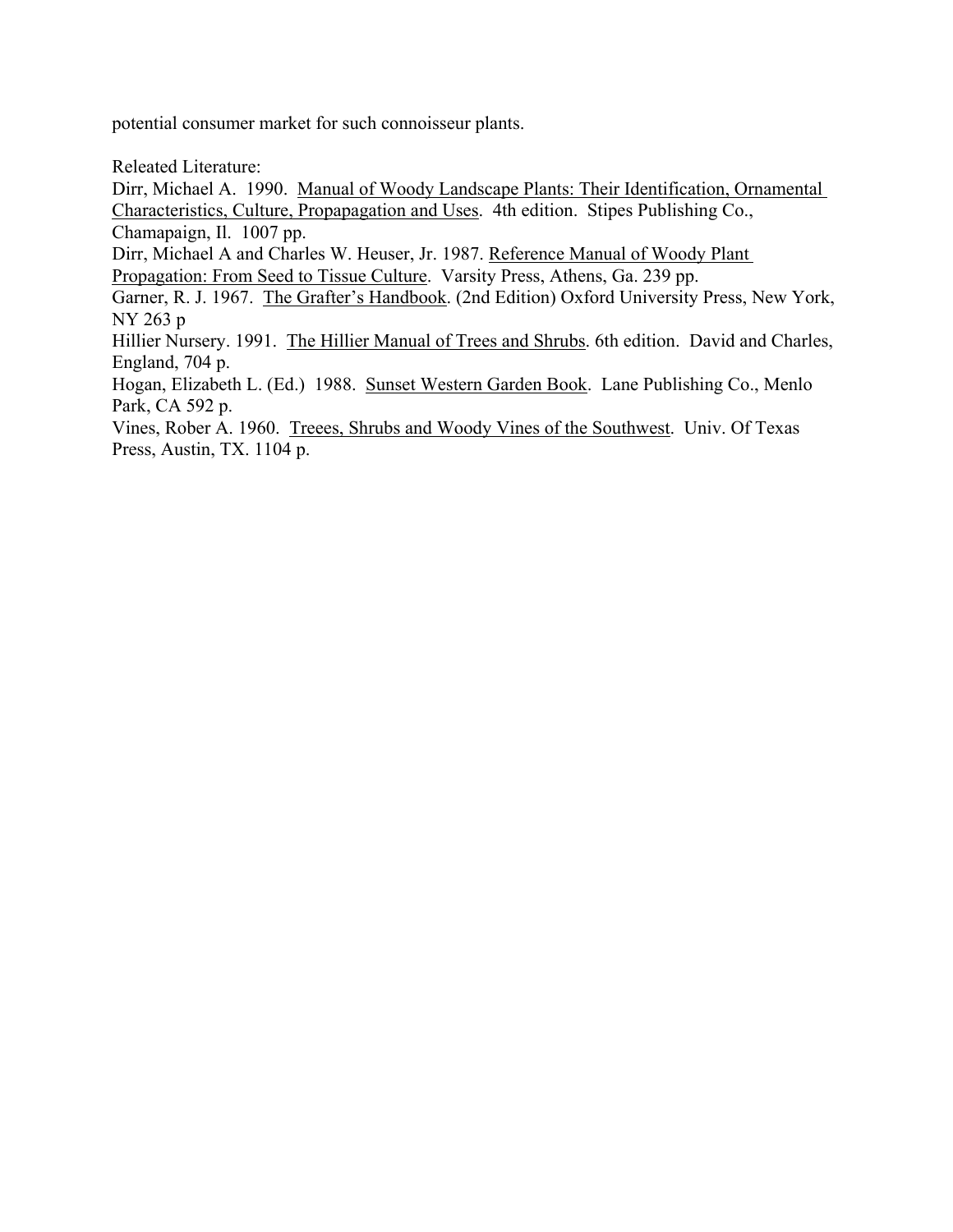potential consumer market for such connoisseur plants.

Releated Literature:

Dirr, Michael A. 1990. Manual of Woody Landscape Plants: Their Identification, Ornamental Characteristics, Culture, Propapagation and Uses. 4th edition. Stipes Publishing Co., Chamapaign, Il. 1007 pp.

Dirr, Michael A and Charles W. Heuser, Jr. 1987. Reference Manual of Woody Plant Propagation: From Seed to Tissue Culture. Varsity Press, Athens, Ga. 239 pp.

Garner, R. J. 1967. The Grafter's Handbook. (2nd Edition) Oxford University Press, New York, NY 263 p

Hillier Nursery. 1991. The Hillier Manual of Trees and Shrubs. 6th edition. David and Charles, England, 704 p.

Hogan, Elizabeth L. (Ed.) 1988. Sunset Western Garden Book. Lane Publishing Co., Menlo Park, CA 592 p.

Vines, Rober A. 1960. Treees, Shrubs and Woody Vines of the Southwest. Univ. Of Texas Press, Austin, TX. 1104 p.